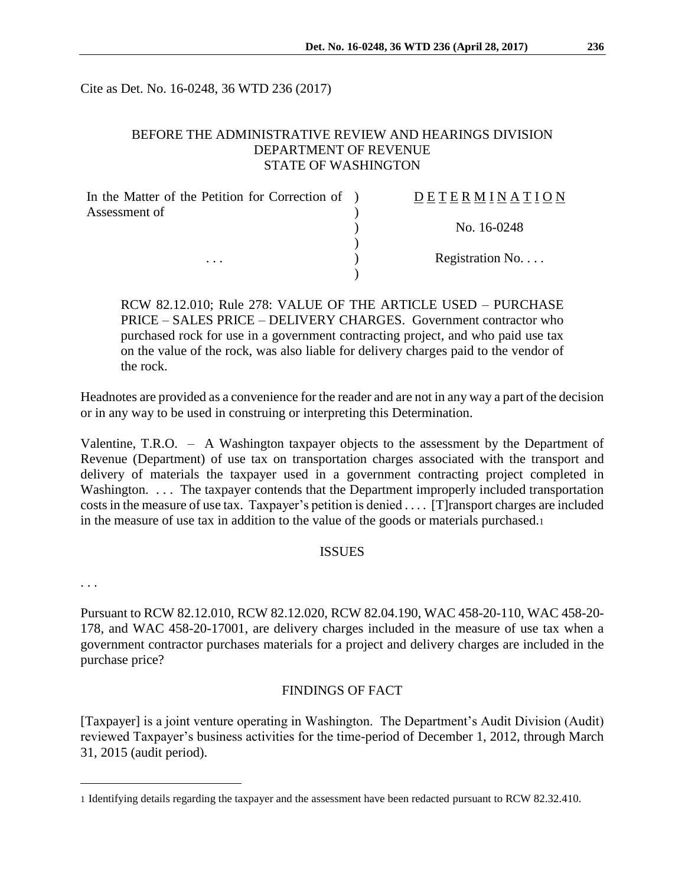Cite as Det. No. 16-0248, 36 WTD 236 (2017)

BEFORE THE ADMINISTRATIVE REVIEW AND HEARINGS DIVISION
DEPARTMENT OF REVENUE
STATE OF WASHINGTON

| | | |
|---|---|---|
| In the Matter of the Petition for Correction of Assessment of | ) | D E T E R M I N A T I O N |
| | ) | No. 16-0248 |
| . . . | ) | Registration No. . . . |

RCW 82.12.010; Rule 278: VALUE OF THE ARTICLE USED – PURCHASE PRICE – SALES PRICE – DELIVERY CHARGES. Government contractor who purchased rock for use in a government contracting project, and who paid use tax on the value of the rock, was also liable for delivery charges paid to the vendor of the rock.

Headnotes are provided as a convenience for the reader and are not in any way a part of the decision or in any way to be used in construing or interpreting this Determination.

Valentine, T.R.O. – A Washington taxpayer objects to the assessment by the Department of Revenue (Department) of use tax on transportation charges associated with the transport and delivery of materials the taxpayer used in a government contracting project completed in Washington. . . . The taxpayer contends that the Department improperly included transportation costs in the measure of use tax. Taxpayer's petition is denied . . . . [T]ransport charges are included in the measure of use tax in addition to the value of the goods or materials purchased.[1]

## ISSUES

. . .

Pursuant to RCW 82.12.010, RCW 82.12.020, RCW 82.04.190, WAC 458-20-110, WAC 458-20-178, and WAC 458-20-17001, are delivery charges included in the measure of use tax when a government contractor purchases materials for a project and delivery charges are included in the purchase price?

## FINDINGS OF FACT

[Taxpayer] is a joint venture operating in Washington. The Department's Audit Division (Audit) reviewed Taxpayer's business activities for the time-period of December 1, 2012, through March 31, 2015 (audit period).

---

[1] Identifying details regarding the taxpayer and the assessment have been redacted pursuant to RCW 82.32.410.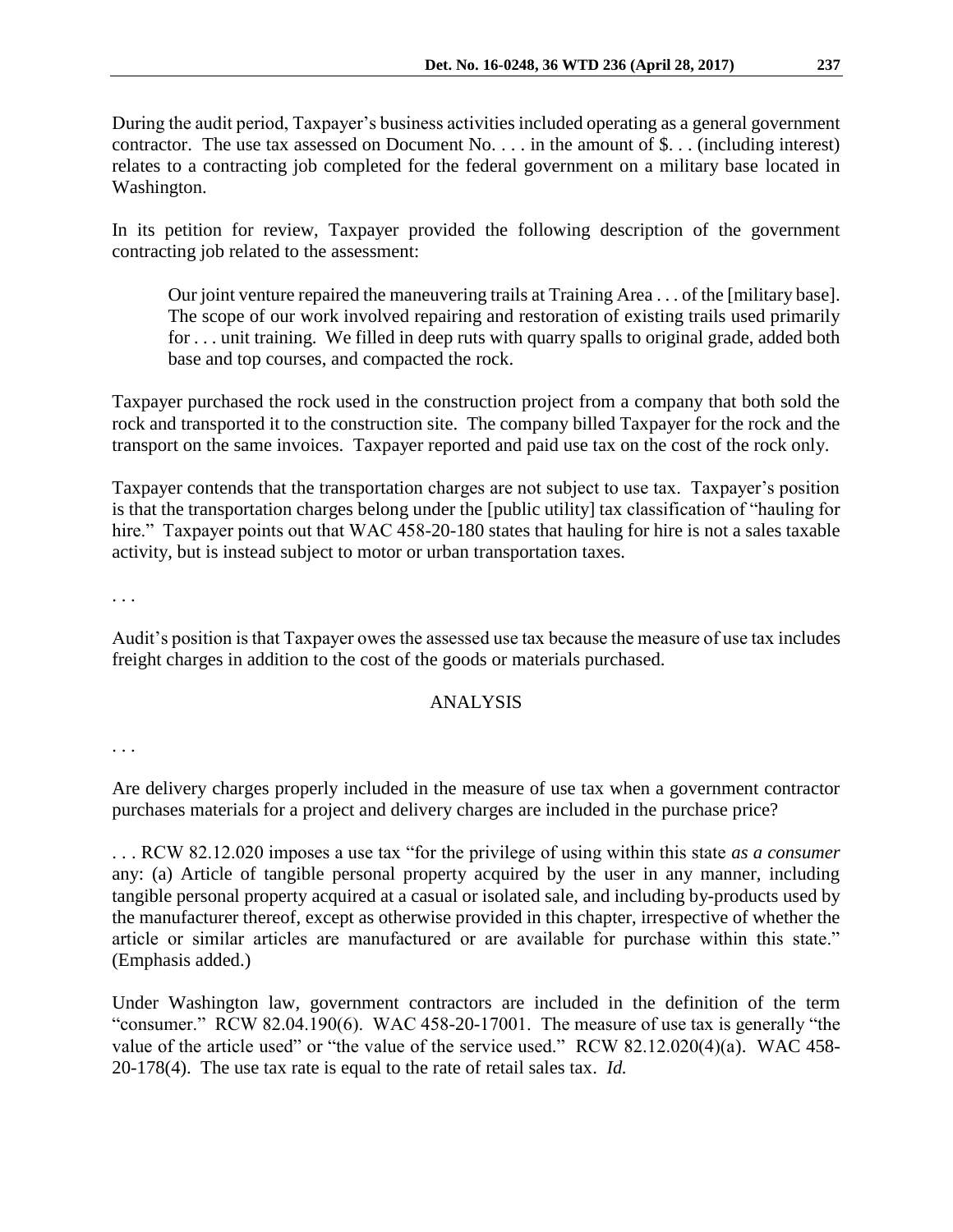During the audit period, Taxpayer's business activities included operating as a general government contractor. The use tax assessed on Document No. . . . in the amount of $. . . (including interest) relates to a contracting job completed for the federal government on a military base located in Washington.

In its petition for review, Taxpayer provided the following description of the government contracting job related to the assessment:

> Our joint venture repaired the maneuvering trails at Training Area . . . of the [military base]. The scope of our work involved repairing and restoration of existing trails used primarily for . . . unit training. We filled in deep ruts with quarry spalls to original grade, added both base and top courses, and compacted the rock.

Taxpayer purchased the rock used in the construction project from a company that both sold the rock and transported it to the construction site. The company billed Taxpayer for the rock and the transport on the same invoices. Taxpayer reported and paid use tax on the cost of the rock only.

Taxpayer contends that the transportation charges are not subject to use tax. Taxpayer's position is that the transportation charges belong under the [public utility] tax classification of "hauling for hire." Taxpayer points out that WAC 458-20-180 states that hauling for hire is not a sales taxable activity, but is instead subject to motor or urban transportation taxes.

. . .

Audit's position is that Taxpayer owes the assessed use tax because the measure of use tax includes freight charges in addition to the cost of the goods or materials purchased.

## ANALYSIS

. . .

Are delivery charges properly included in the measure of use tax when a government contractor purchases materials for a project and delivery charges are included in the purchase price?

. . . RCW 82.12.020 imposes a use tax "for the privilege of using within this state *as a consumer* any: (a) Article of tangible personal property acquired by the user in any manner, including tangible personal property acquired at a casual or isolated sale, and including by-products used by the manufacturer thereof, except as otherwise provided in this chapter, irrespective of whether the article or similar articles are manufactured or are available for purchase within this state." (Emphasis added.)

Under Washington law, government contractors are included in the definition of the term "consumer." RCW 82.04.190(6). WAC 458-20-17001. The measure of use tax is generally "the value of the article used" or "the value of the service used." RCW 82.12.020(4)(a). WAC 458-20-178(4). The use tax rate is equal to the rate of retail sales tax. *Id.*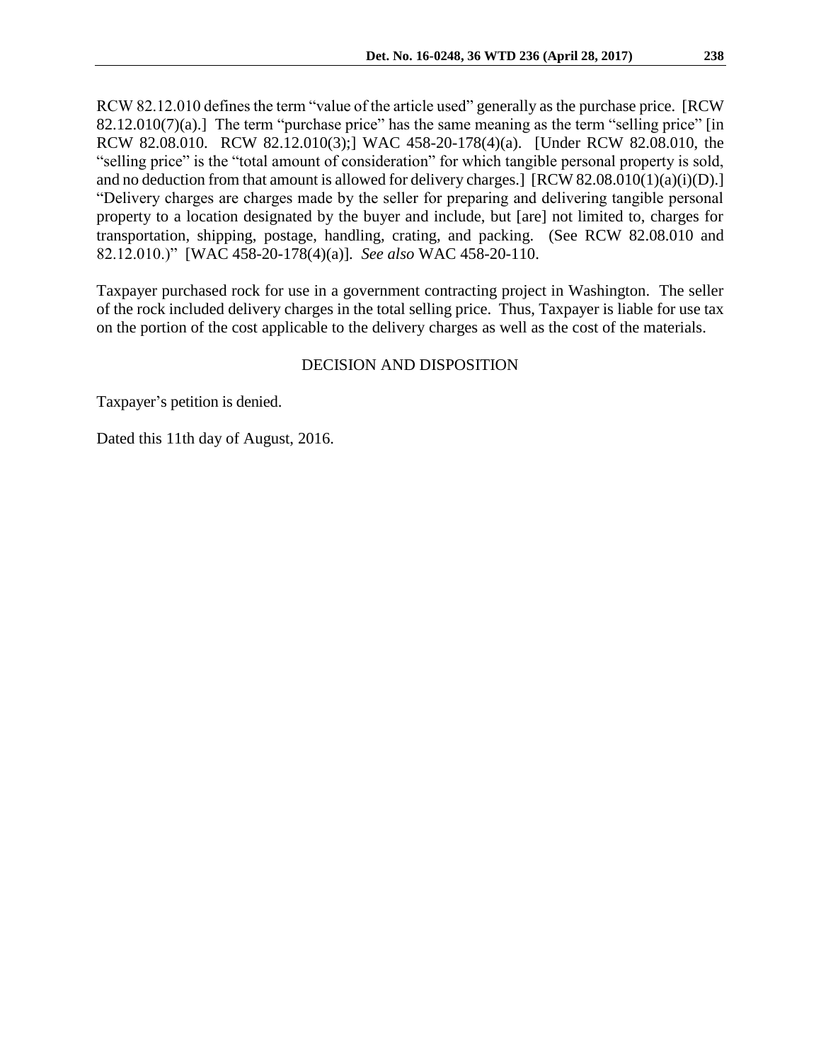RCW 82.12.010 defines the term "value of the article used" generally as the purchase price. [RCW 82.12.010(7)(a).] The term "purchase price" has the same meaning as the term "selling price" [in RCW 82.08.010. RCW 82.12.010(3);] WAC 458-20-178(4)(a). [Under RCW 82.08.010, the "selling price" is the "total amount of consideration" for which tangible personal property is sold, and no deduction from that amount is allowed for delivery charges.] [RCW 82.08.010(1)(a)(i)(D).] "Delivery charges are charges made by the seller for preparing and delivering tangible personal property to a location designated by the buyer and include, but [are] not limited to, charges for transportation, shipping, postage, handling, crating, and packing. (See RCW 82.08.010 and 82.12.010.)" [WAC 458-20-178(4)(a)]. *See also* WAC 458-20-110.

Taxpayer purchased rock for use in a government contracting project in Washington. The seller of the rock included delivery charges in the total selling price. Thus, Taxpayer is liable for use tax on the portion of the cost applicable to the delivery charges as well as the cost of the materials.

## DECISION AND DISPOSITION

Taxpayer's petition is denied.

Dated this 11th day of August, 2016.